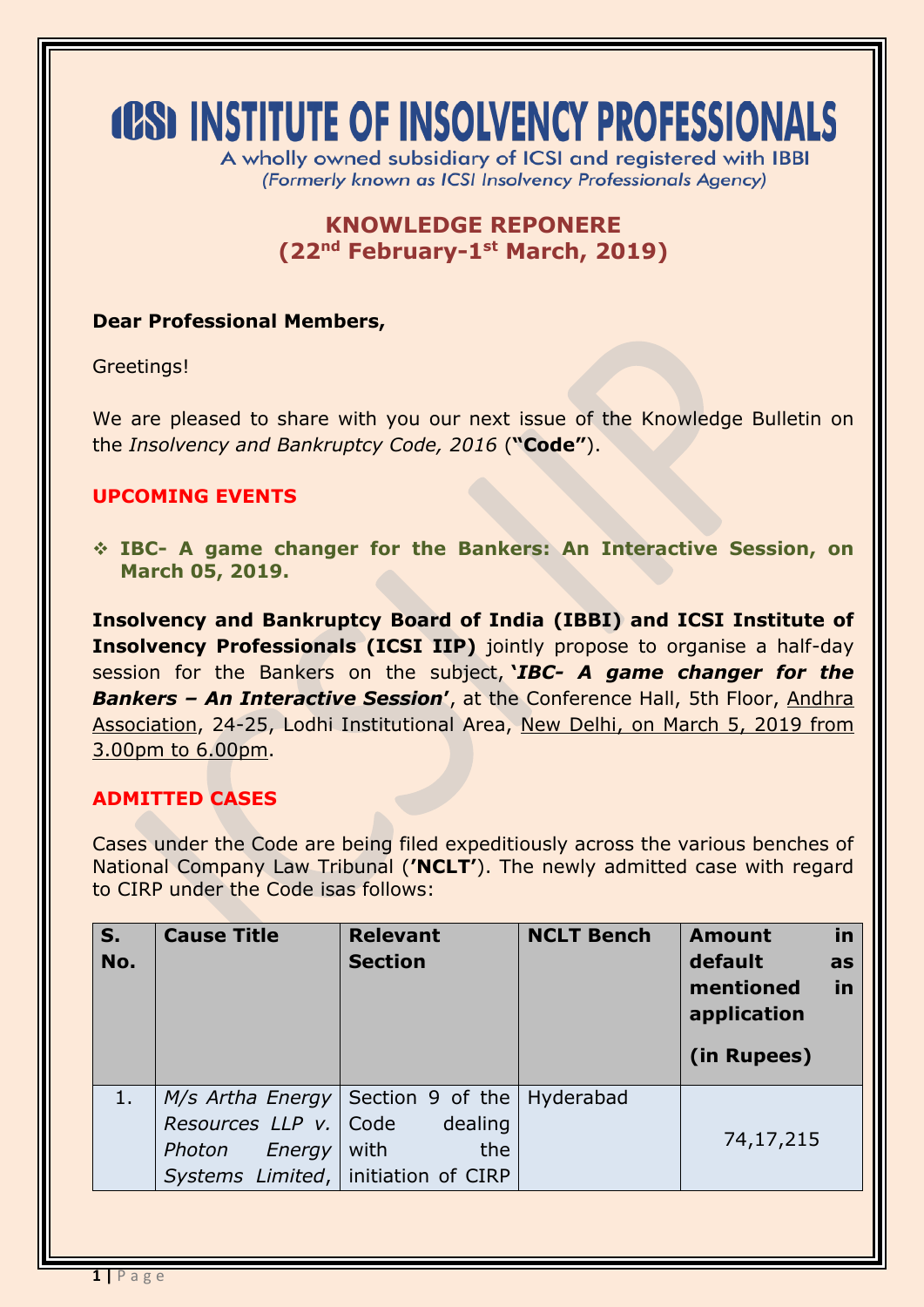# ICSI INSTITUTE OF INSOLVENCY PROFESSIONALS

A wholly owned subsidiary of ICSI and registered with IBBI
*(Formerly known as ICSI Insolvency Professionals Agency)*

## KNOWLEDGE REPONERE
## (22nd February-1st March, 2019)

**Dear Professional Members,**

Greetings!

We are pleased to share with you our next issue of the Knowledge Bulletin on the *Insolvency and Bankruptcy Code, 2016* (**"Code"**).

### UPCOMING EVENTS

- **IBC- A game changer for the Bankers: An Interactive Session, on March 05, 2019.**

**Insolvency and Bankruptcy Board of India (IBBI) and ICSI Institute of Insolvency Professionals (ICSI IIP)** jointly propose to organise a half-day session for the Bankers on the subject, **'*IBC- A game changer for the Bankers – An Interactive Session*'**, at the Conference Hall, 5th Floor, Andhra Association, 24-25, Lodhi Institutional Area, New Delhi, on March 5, 2019 from 3.00pm to 6.00pm.

### ADMITTED CASES

Cases under the Code are being filed expeditiously across the various benches of National Company Law Tribunal (**'NCLT'**). The newly admitted case with regard to CIRP under the Code isas follows:

| S. No. | Cause Title | Relevant Section | NCLT Bench | Amount in default as mentioned in application (in Rupees) |
|---|---|---|---|---|
| 1. | *M/s Artha Energy Resources LLP v. Photon Energy Systems Limited*, | Section 9 of the Code dealing with the initiation of CIRP | Hyderabad | 74,17,215 |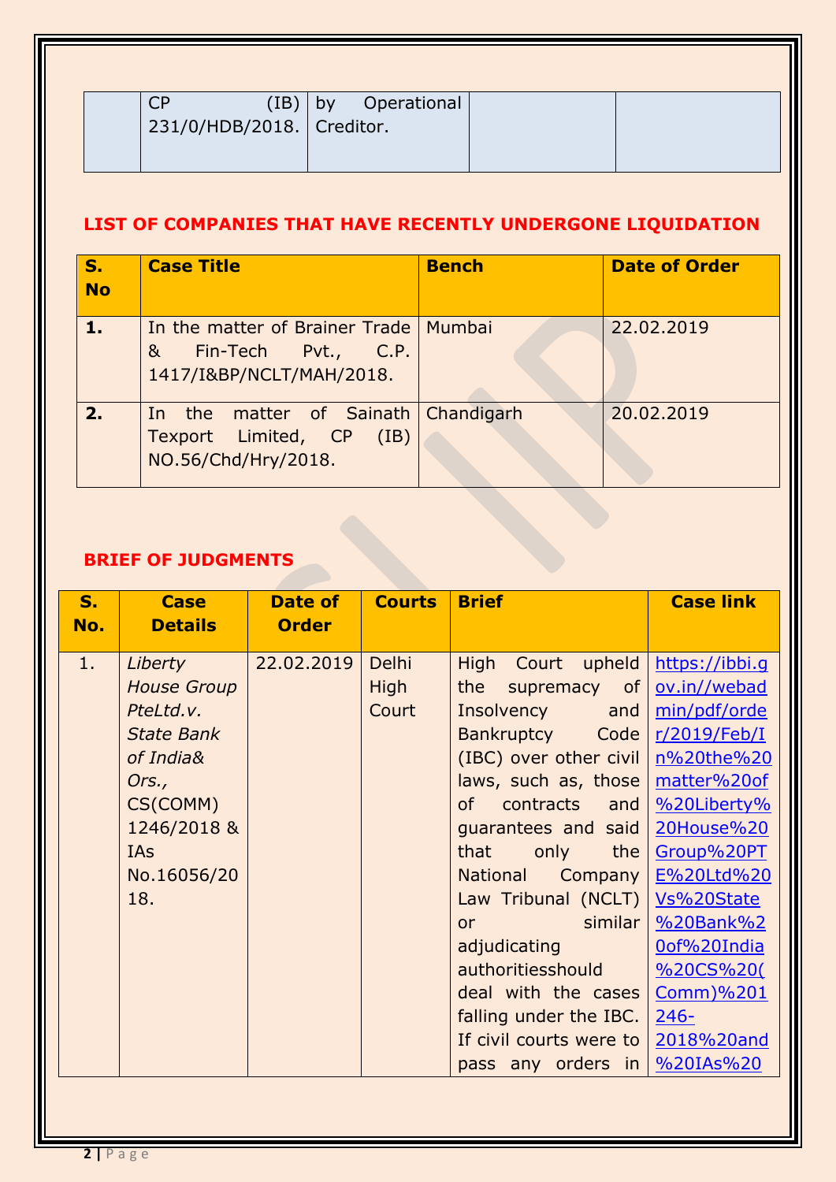|  | CP (IB) 231/0/HDB/2018. | by Operational Creditor. |  |  |
|---|---|---|---|---|

## LIST OF COMPANIES THAT HAVE RECENTLY UNDERGONE LIQUIDATION

| S. No | Case Title | Bench | Date of Order |
|---|---|---|---|
| **1.** | In the matter of Brainer Trade & Fin-Tech Pvt., C.P. 1417/I&BP/NCLT/MAH/2018. | Mumbai | 22.02.2019 |
| **2.** | In the matter of Sainath Texport Limited, CP (IB) NO.56/Chd/Hry/2018. | Chandigarh | 20.02.2019 |

## BRIEF OF JUDGMENTS

| S. No. | Case Details | Date of Order | Courts | Brief | Case link |
|---|---|---|---|---|---|
| 1. | *Liberty House Group PteLtd.v. State Bank of India& Ors.*, CS(COMM) 1246/2018 & IAs No.16056/2018. | 22.02.2019 | Delhi High Court | High Court upheld the supremacy of Insolvency and Bankruptcy Code (IBC) over other civil laws, such as, those of contracts and guarantees and said that only the National Company Law Tribunal (NCLT) or similar adjudicating authoritiesshould deal with the cases falling under the IBC. If civil courts were to pass any orders in | https://ibbi.gov.in//webadmin/pdf/order/2019/Feb/In%20the%20matter%20of%20Liberty%20House%20Group%20PTE%20Ltd%20Vs%20State%20Bank%20of%20India%20CS%20(Comm)%201246-2018%20and%20IAs%20 |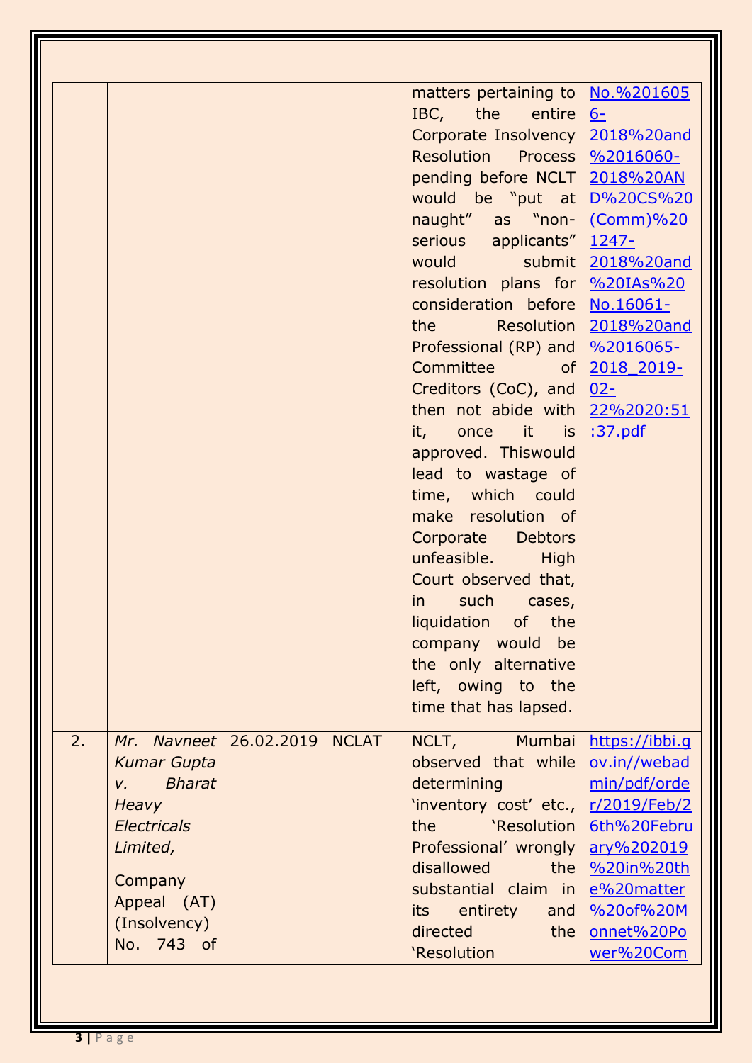| | | | | matters pertaining to IBC, the entire Corporate Insolvency Resolution Process pending before NCLT would be "put at naught" as "non-serious applicants" would submit resolution plans for consideration before the Resolution Professional (RP) and Committee of Creditors (CoC), and then not abide with it, once it is approved. Thiswould lead to wastage of time, which could make resolution of Corporate Debtors unfeasible. High Court observed that, in such cases, liquidation of the company would be the only alternative left, owing to the time that has lapsed. | No.%2016056-2018%20and%2016060-2018%20AND%20CS%20(Comm)%201247-2018%20and%20IAs%20No.16061-2018%20and%2016065-2018_2019-02-22%2020:51:37.pdf |
|---|---|---|---|---|---|
| 2. | *Mr. Navneet Kumar Gupta v. Bharat Heavy Electricals Limited,* Company Appeal (AT) (Insolvency) No. 743 of | 26.02.2019 | NCLAT | NCLT, Mumbai observed that while determining 'inventory cost' etc., the 'Resolution Professional' wrongly disallowed the substantial claim in its entirety and directed the 'Resolution | https://ibbi.gov.in//webadmin/pdf/order/2019/Feb/26th%20February%202019%20in%20the%20matter%20of%20Monnet%20Power%20Com |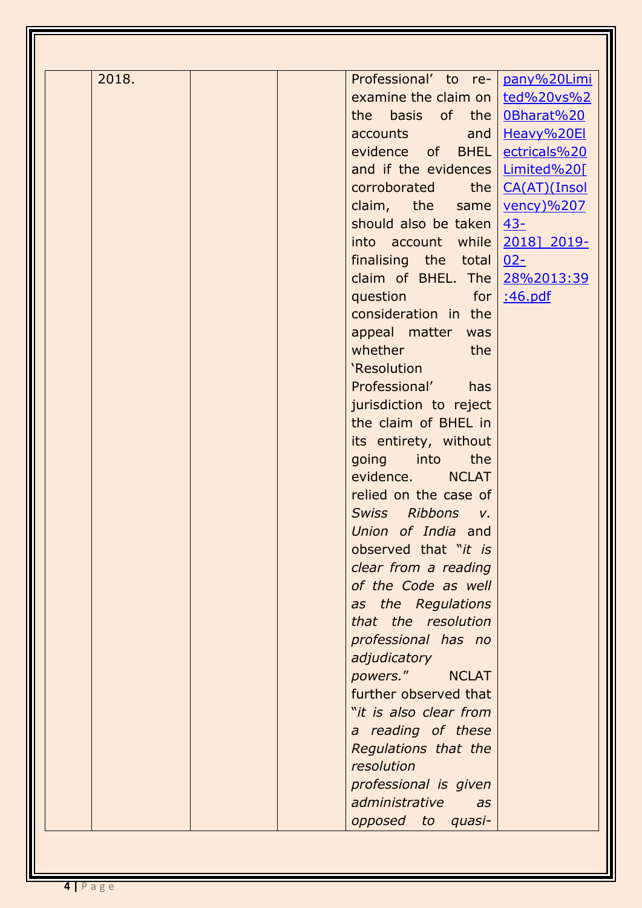|  | 2018. |  |  | Professional' to re-examine the claim on the basis of the accounts and evidence of BHEL and if the evidences corroborated the claim, the same should also be taken into account while finalising the total claim of BHEL. The question for consideration in the appeal matter was whether the 'Resolution Professional' has jurisdiction to reject the claim of BHEL in its entirety, without going into the evidence. NCLAT relied on the case of *Swiss Ribbons v. Union of India* and observed that "*it is clear from a reading of the Code as well as the Regulations that the resolution professional has no adjudicatory powers.*" NCLAT further observed that "*it is also clear from a reading of these Regulations that the resolution professional is given administrative as opposed to quasi-* | pany%20Limited%20vs%20Bharat%20Heavy%20Electricals%20Limited%20[CA(AT)(Insolvency)%20743-2018]_2019-02-28%2013:39:46.pdf |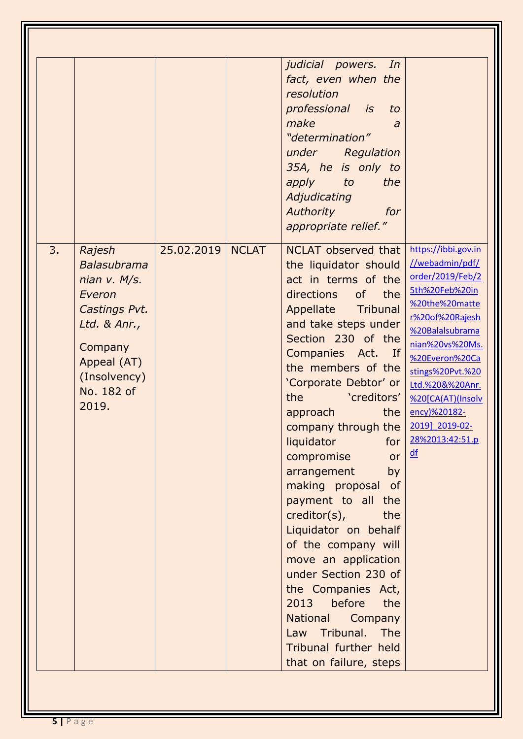| | | | | | |
|---|---|---|---|---|---|
| | | | | *judicial powers. In fact, even when the resolution professional is to make a "determination" under Regulation 35A, he is only to apply to the Adjudicating Authority for appropriate relief."* | |
| 3. | *Rajesh Balasubramanian v. M/s. Everon Castings Pvt. Ltd. & Anr.,* Company Appeal (AT) (Insolvency) No. 182 of 2019. | 25.02.2019 | NCLAT | NCLAT observed that the liquidator should act in terms of the directions of the Appellate Tribunal and take steps under Section 230 of the Companies Act. If the members of the 'Corporate Debtor' or the 'creditors' approach the company through the liquidator for compromise or arrangement by making proposal of payment to all the creditor(s), the Liquidator on behalf of the company will move an application under Section 230 of the Companies Act, 2013 before the National Company Law Tribunal. The Tribunal further held that on failure, steps | https://ibbi.gov.in//webadmin/pdf/order/2019/Feb/25th%20Feb%20in%20the%20matter%20of%20Rajesh%20Balalsubramanian%20vs%20Ms.%20Everon%20Castings%20Pvt.%20Ltd.%20&%20Anr.%20[CA(AT)(Insolvency)%20182-2019]_2019-02-28%2013:42:51.pdf |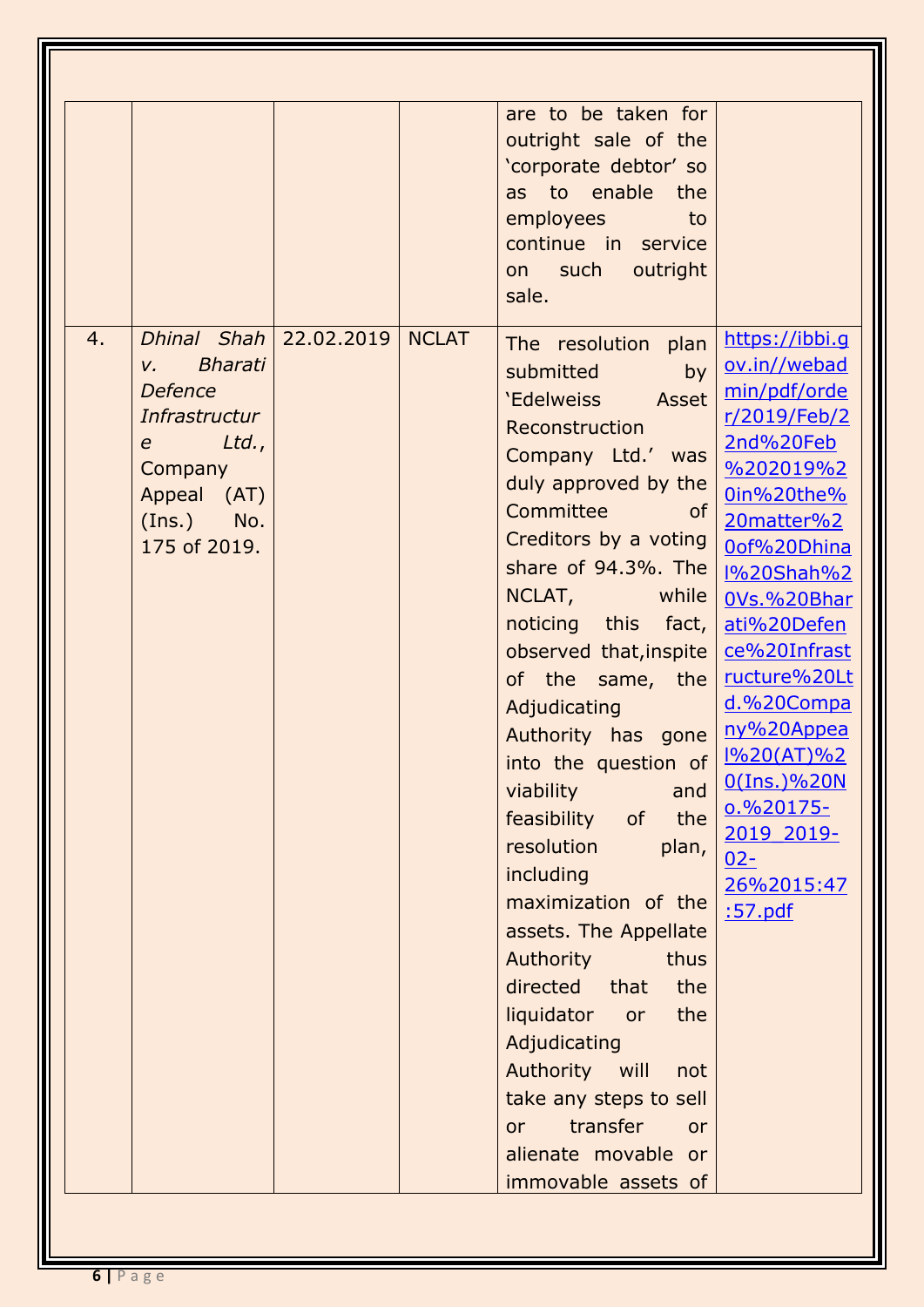| | | | | | |
|---|---|---|---|---|---|
| | | | | are to be taken for outright sale of the 'corporate debtor' so as to enable the employees to continue in service on such outright sale. | |
| 4. | *Dhinal Shah v. Bharati Defence Infrastructure Ltd.*, Company Appeal (AT) (Ins.) No. 175 of 2019. | 22.02.2019 | NCLAT | The resolution plan submitted by 'Edelweiss Asset Reconstruction Company Ltd.' was duly approved by the Committee of Creditors by a voting share of 94.3%. The NCLAT, while noticing this fact, observed that,inspite of the same, the Adjudicating Authority has gone into the question of viability and feasibility of the resolution plan, including maximization of the assets. The Appellate Authority thus directed that the liquidator or the Adjudicating Authority will not take any steps to sell or transfer or alienate movable or immovable assets of | https://ibbi.gov.in//webadmin/pdf/order/2019/Feb/22nd%20Feb%202019%20in%20the%20matter%20of%20Dhinal%20Shah%20Vs.%20Bharati%20Defence%20Infrastructure%20Ltd.%20Company%20Appeal%20(AT)%20(Ins.)%20No.%20175-2019_2019-02-26%2015:47:57.pdf |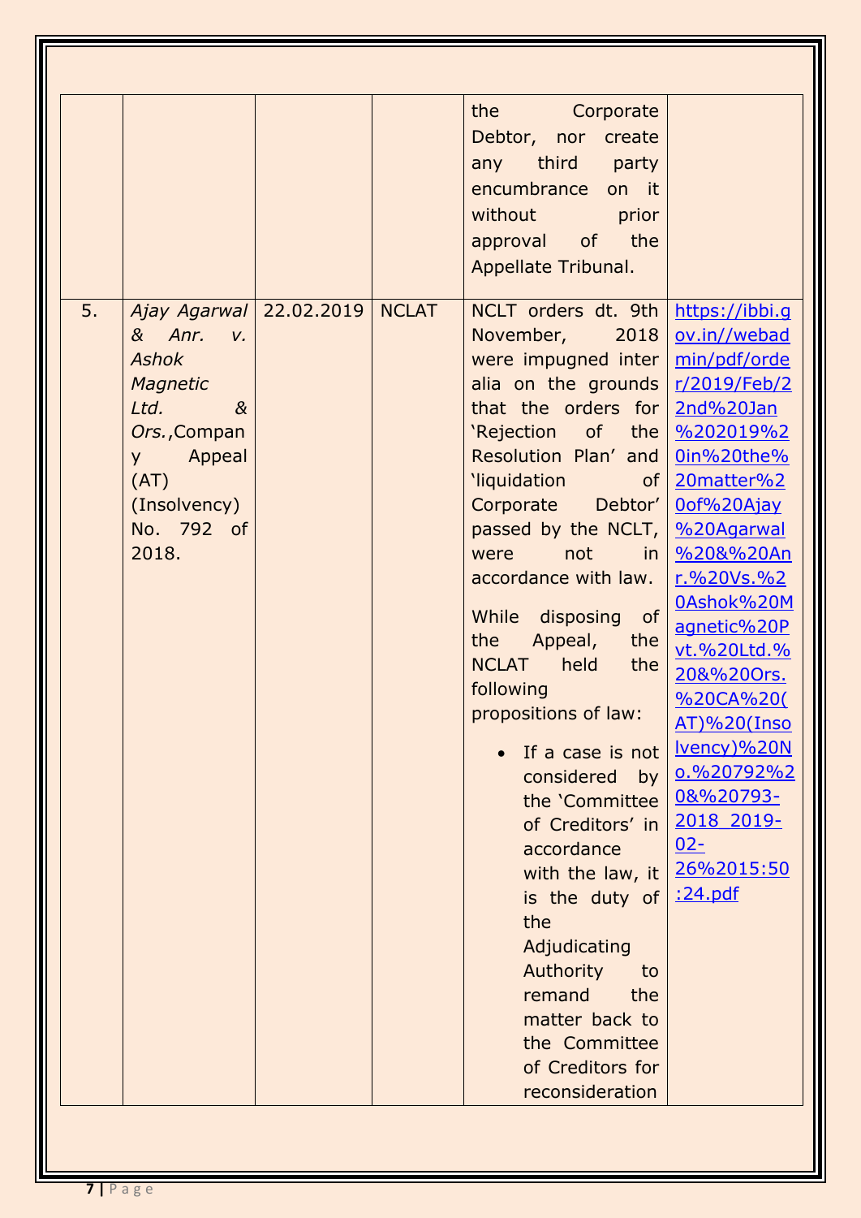| | | | | | |
|---|---|---|---|---|---|
| | | | | the Corporate Debtor, nor create any third party encumbrance on it without prior approval of the Appellate Tribunal. | |
| 5. | *Ajay Agarwal & Anr. v. Ashok Magnetic Ltd. & Ors.*,Company Appeal (AT) (Insolvency) No. 792 of 2018. | 22.02.2019 | NCLAT | NCLT orders dt. 9th November, 2018 were impugned inter alia on the grounds that the orders for 'Rejection of the Resolution Plan' and 'liquidation of Corporate Debtor' passed by the NCLT, were not in accordance with law.<br><br>While disposing of the Appeal, the NCLAT held the following propositions of law:<br><br>• If a case is not considered by the 'Committee of Creditors' in accordance with the law, it is the duty of the Adjudicating Authority to remand the matter back to the Committee of Creditors for reconsideration | https://ibbi.gov.in//webadmin/pdf/order/2019/Feb/22nd%20Jan%202019%20in%20the%20matter%20of%20Ajay%20Agarwal%20&%20Anr.%20Vs.%20Ashok%20Magnetic%20Pvt.%20Ltd.%20&%20Ors.%20CA%20(AT)%20(Insolvency)%20No.%20792%20&%20793-2018_2019-02-26%2015:50:24.pdf |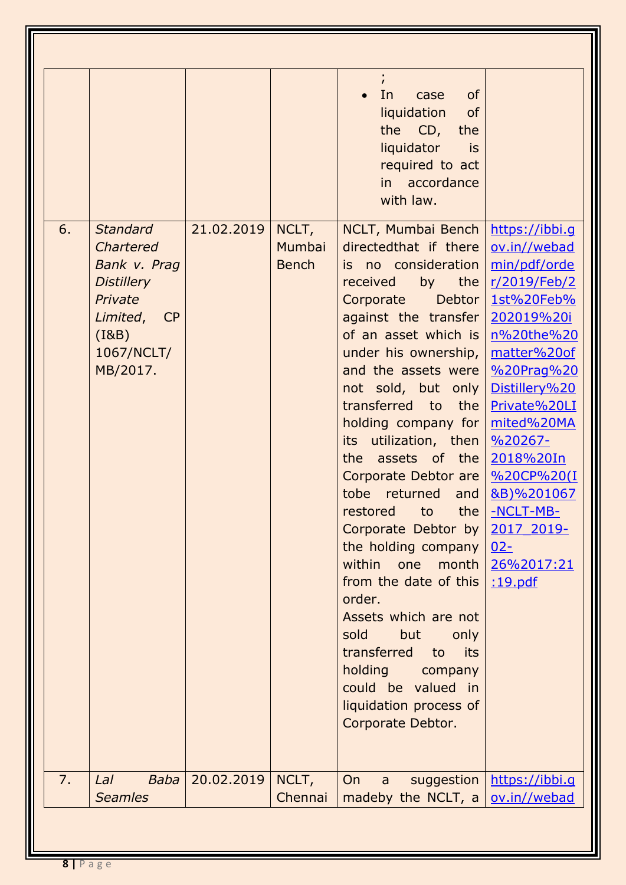| | | | | | |
|---|---|---|---|---|---|
| | | | | ; <br>• In case of liquidation of the CD, the liquidator is required to act in accordance with law. | |
| 6. | *Standard Chartered Bank v. Prag Distillery Private Limited*, CP (I&B) 1067/NCLT/ MB/2017. | 21.02.2019 | NCLT, Mumbai Bench | NCLT, Mumbai Bench directedthat if there is no consideration received by the Corporate Debtor against the transfer of an asset which is under his ownership, and the assets were not sold, but only transferred to the holding company for its utilization, then the assets of the Corporate Debtor are tobe returned and restored to the Corporate Debtor by the holding company within one month from the date of this order.<br>Assets which are not sold but only transferred to its holding company could be valued in liquidation process of Corporate Debtor. | https://ibbi.gov.in//webadmin/pdf/order/2019/Feb/21st%20Feb%202019%20in%20the%20matter%20of%20Prag%20Distillery%20Private%20LImited%20MA%20267-2018%20In%20CP%20(I&B)%201067-NCLT-MB-2017_2019-02-26%2017:21:19.pdf |
| 7. | *Lal Baba Seamles* | 20.02.2019 | NCLT, Chennai | On a suggestion madeby the NCLT, a | https://ibbi.gov.in//webad |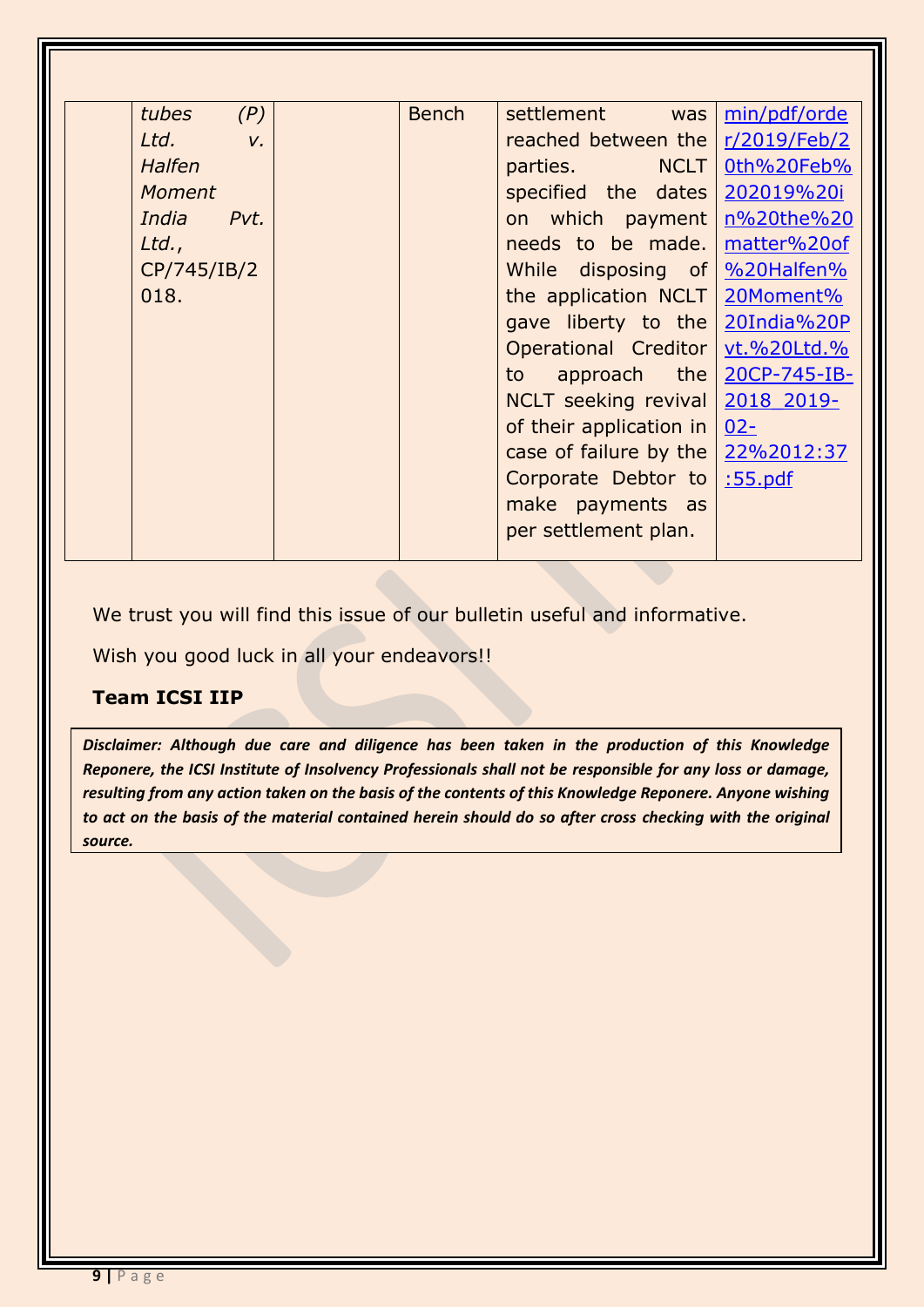| | | | | | |
|---|---|---|---|---|---|
| | *tubes (P) Ltd. v. Halfen Moment India Pvt. Ltd.*, CP/745/IB/2018. | | Bench | settlement was reached between the parties. NCLT specified the dates on which payment needs to be made. While disposing of the application NCLT gave liberty to the Operational Creditor to approach the NCLT seeking revival of their application in case of failure by the Corporate Debtor to make payments as per settlement plan. | min/pdf/order/2019/Feb/20th%20Feb%202019%20in%20the%20matter%20of%20Halfen%20Moment%20India%20Pvt.%20Ltd.%20CP-745-IB-2018_2019-02-22%2012:37:55.pdf |

We trust you will find this issue of our bulletin useful and informative.

Wish you good luck in all your endeavors!!

**Team ICSI IIP**

***Disclaimer: Although due care and diligence has been taken in the production of this Knowledge Reponere, the ICSI Institute of Insolvency Professionals shall not be responsible for any loss or damage, resulting from any action taken on the basis of the contents of this Knowledge Reponere. Anyone wishing to act on the basis of the material contained herein should do so after cross checking with the original source.***